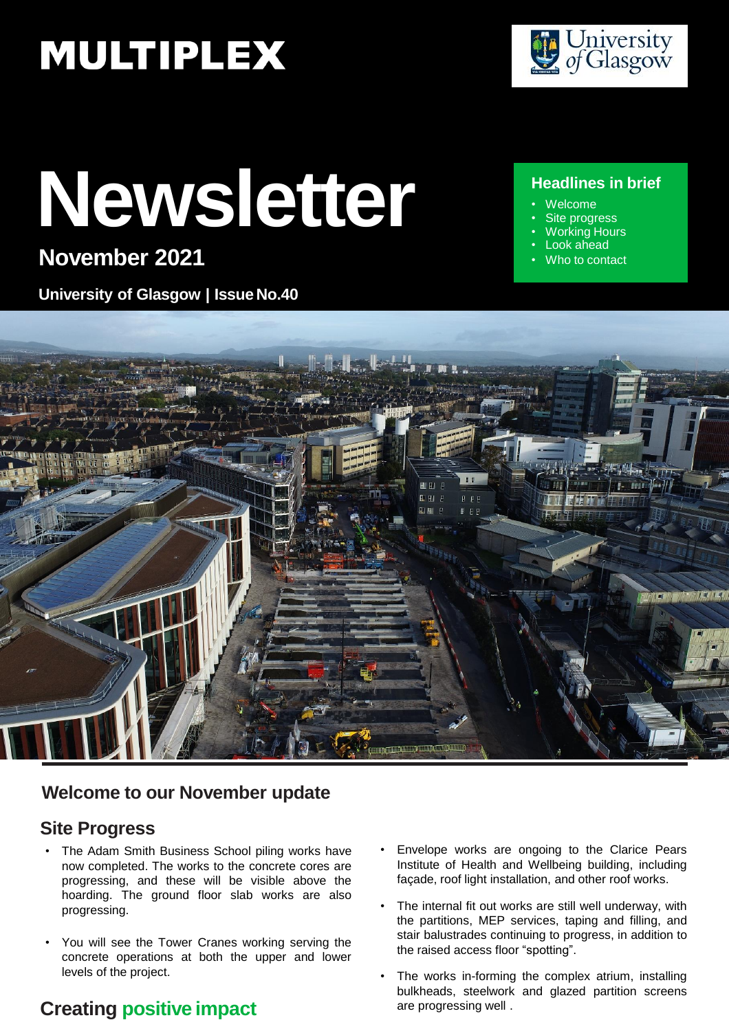MULTIPLEX

University of Glasgow

# Newsletter

## November 2021

**University of Glasgow | Issue No.40**

**Headlines in brief**

- Welcome
- Site progress
- Working Hours
- Look ahead
- Who to contact

## Welcome to our November update

### Site Progress

- The Adam Smith Business School piling works have now completed. The works to the concrete cores are progressing, and these will be visible above the hoarding. The ground floor slab works are also progressing.
- You will see the Tower Cranes working serving the concrete operations at both the upper and lower levels of the project.
- Envelope works are ongoing to the Clarice Pears Institute of Health and Wellbeing building, including façade, roof light installation, and other roof works.
- The internal fit out works are still well underway, with the partitions, MEP services, taping and filling, and stair balustrades continuing to progress, in addition to the raised access floor “spotting”.
- The works in-forming the complex atrium, installing bulkheads, steelwork and glazed partition screens are progressing well .

### Creating positive impact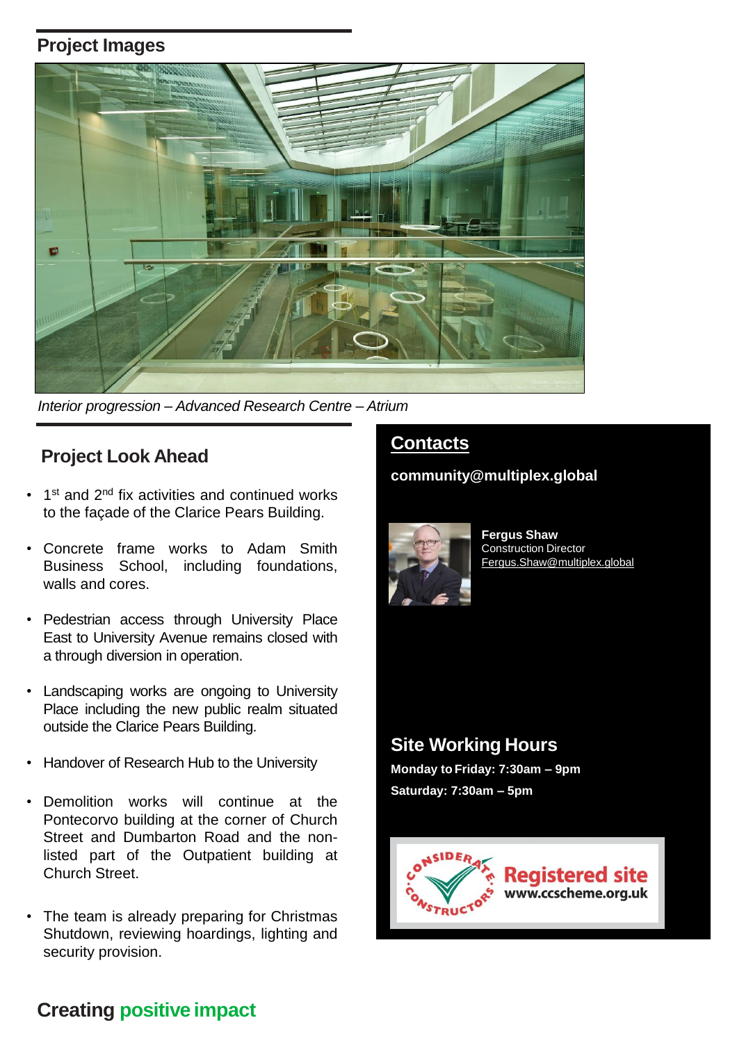## Project Images

*Interior progression – Advanced Research Centre – Atrium*

## Project Look Ahead

- 1st and 2nd fix activities and continued works to the façade of the Clarice Pears Building.
- Concrete frame works to Adam Smith Business School, including foundations, walls and cores.
- Pedestrian access through University Place East to University Avenue remains closed with a through diversion in operation.
- Landscaping works are ongoing to University Place including the new public realm situated outside the Clarice Pears Building.
- Handover of Research Hub to the University
- Demolition works will continue at the Pontecorvo building at the corner of Church Street and Dumbarton Road and the non-listed part of the Outpatient building at Church Street.
- The team is already preparing for Christmas Shutdown, reviewing hoardings, lighting and security provision.

## Contacts

**community@multiplex.global**

**Fergus Shaw**
Construction Director
Fergus.Shaw@multiplex.global

## Site Working Hours

**Monday to Friday: 7:30am – 9pm**

**Saturday: 7:30am – 5pm**

Considerate Constructors
Registered site
www.ccscheme.org.uk

## Creating positive impact